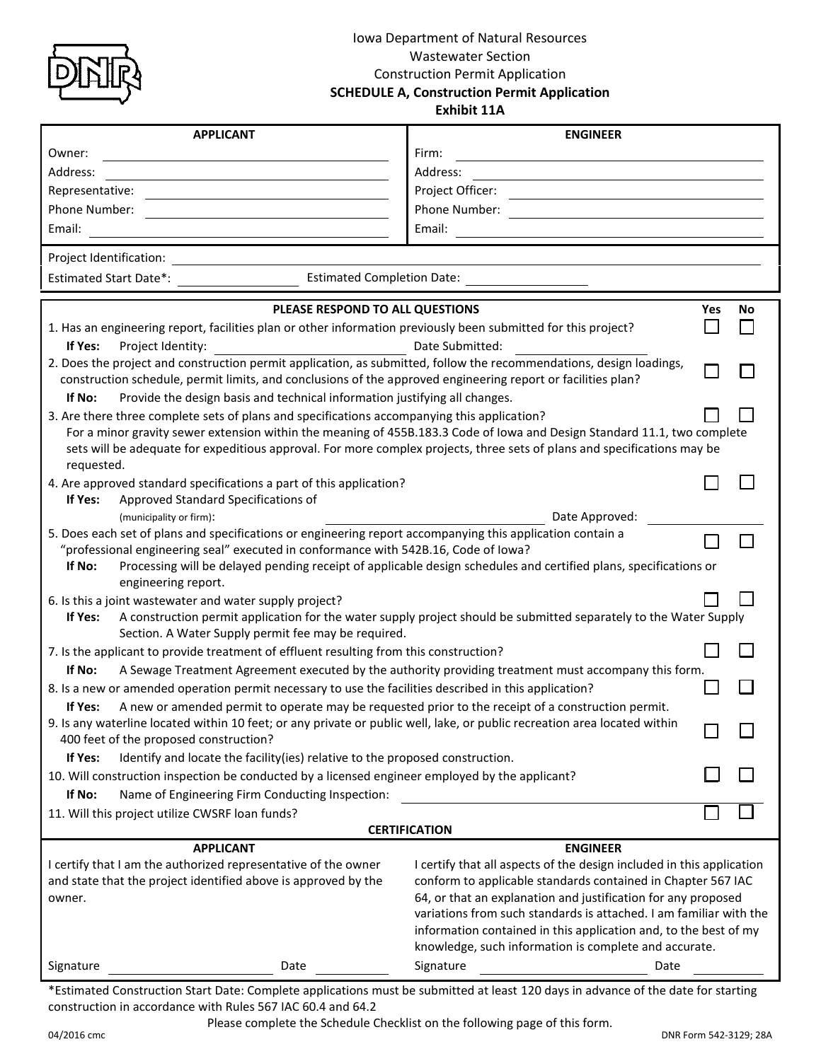Iowa Department of Natural Resources
Wastewater Section
Construction Permit Application

**SCHEDULE A, Construction Permit Application**
**Exhibit 11A**

| APPLICANT | | ENGINEER | |
|---|---|---|---|
| Owner: | | Firm: | |
| Address: | | Address: | |
| Representative: | | Project Officer: | |
| Phone Number: | | Phone Number: | |
| Email: | | Email: | |

Project Identification: ______________________________

Estimated Start Date*: ______________ Estimated Completion Date: ______________

| PLEASE RESPOND TO ALL QUESTIONS | Yes | No |
|---|---|---|
| 1. Has an engineering report, facilities plan or other information previously been submitted for this project? | ☐ | ☐ |
| **If Yes:** Project Identity: ______________ Date Submitted: ______________ | | |
| 2. Does the project and construction permit application, as submitted, follow the recommendations, design loadings, construction schedule, permit limits, and conclusions of the approved engineering report or facilities plan? | ☐ | ☐ |
| **If No:** Provide the design basis and technical information justifying all changes. | | |
| 3. Are there three complete sets of plans and specifications accompanying this application? For a minor gravity sewer extension within the meaning of 455B.183.3 Code of Iowa and Design Standard 11.1, two complete sets will be adequate for expeditious approval. For more complex projects, three sets of plans and specifications may be requested. | ☐ | ☐ |
| 4. Are approved standard specifications a part of this application? | ☐ | ☐ |
| **If Yes:** Approved Standard Specifications of (municipality or firm): ______________ Date Approved: ______________ | | |
| 5. Does each set of plans and specifications or engineering report accompanying this application contain a "professional engineering seal" executed in conformance with 542B.16, Code of Iowa? | ☐ | ☐ |
| **If No:** Processing will be delayed pending receipt of applicable design schedules and certified plans, specifications or engineering report. | | |
| 6. Is this a joint wastewater and water supply project? | ☐ | ☐ |
| **If Yes:** A construction permit application for the water supply project should be submitted separately to the Water Supply Section. A Water Supply permit fee may be required. | | |
| 7. Is the applicant to provide treatment of effluent resulting from this construction? | ☐ | ☐ |
| **If No:** A Sewage Treatment Agreement executed by the authority providing treatment must accompany this form. | | |
| 8. Is a new or amended operation permit necessary to use the facilities described in this application? | ☐ | ☐ |
| **If Yes:** A new or amended permit to operate may be requested prior to the receipt of a construction permit. | | |
| 9. Is any waterline located within 10 feet; or any private or public well, lake, or public recreation area located within 400 feet of the proposed construction? | ☐ | ☐ |
| **If Yes:** Identify and locate the facility(ies) relative to the proposed construction. | | |
| 10. Will construction inspection be conducted by a licensed engineer employed by the applicant? | ☐ | ☐ |
| **If No:** Name of Engineering Firm Conducting Inspection: ______________ | | |
| 11. Will this project utilize CWSRF loan funds? | ☐ | ☐ |

**CERTIFICATION**

| APPLICANT | ENGINEER |
|---|---|
| I certify that I am the authorized representative of the owner and state that the project identified above is approved by the owner. | I certify that all aspects of the design included in this application conform to applicable standards contained in Chapter 567 IAC 64, or that an explanation and justification for any proposed variations from such standards is attached. I am familiar with the information contained in this application and, to the best of my knowledge, such information is complete and accurate. |
| Signature ______________ Date ______________ | Signature ______________ Date ______________ |

*Estimated Construction Start Date: Complete applications must be submitted at least 120 days in advance of the date for starting construction in accordance with Rules 567 IAC 60.4 and 64.2

Please complete the Schedule Checklist on the following page of this form.

04/2016 cmc DNR Form 542-3129; 28A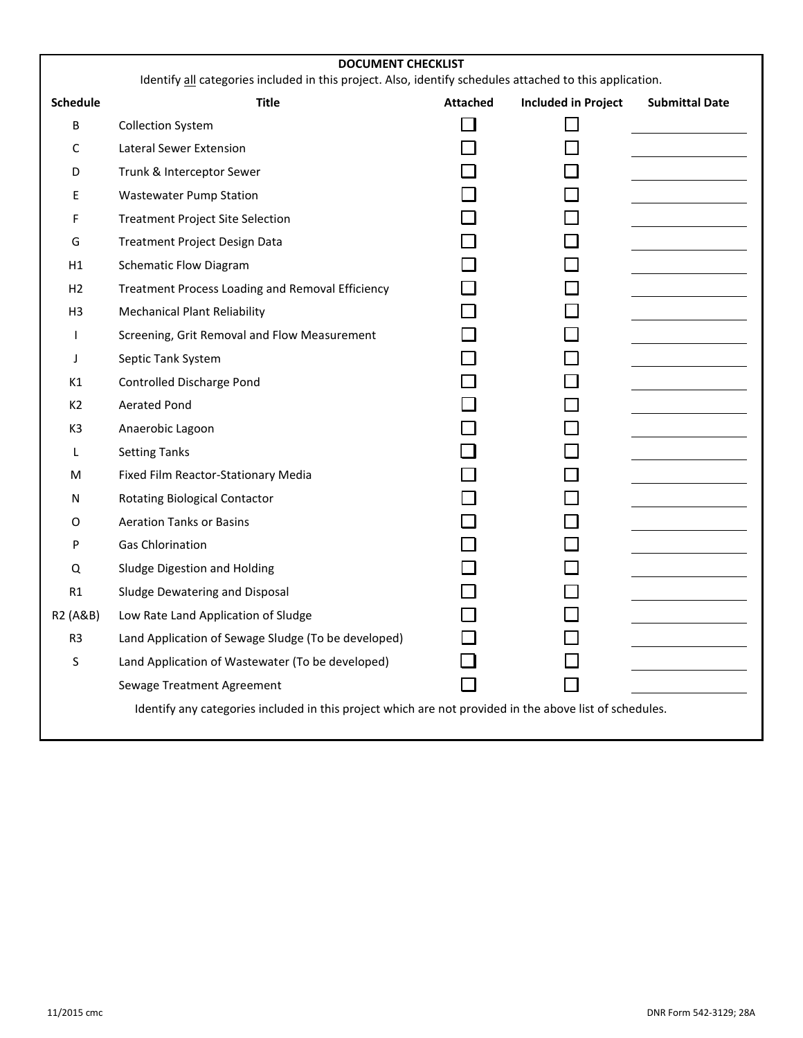## DOCUMENT CHECKLIST

Identify all categories included in this project. Also, identify schedules attached to this application.

| Schedule | Title | Attached | Included in Project | Submittal Date |
|---|---|---|---|---|
| B | Collection System | ☐ | ☐ | |
| C | Lateral Sewer Extension | ☐ | ☐ | |
| D | Trunk & Interceptor Sewer | ☐ | ☐ | |
| E | Wastewater Pump Station | ☐ | ☐ | |
| F | Treatment Project Site Selection | ☐ | ☐ | |
| G | Treatment Project Design Data | ☐ | ☐ | |
| H1 | Schematic Flow Diagram | ☐ | ☐ | |
| H2 | Treatment Process Loading and Removal Efficiency | ☐ | ☐ | |
| H3 | Mechanical Plant Reliability | ☐ | ☐ | |
| I | Screening, Grit Removal and Flow Measurement | ☐ | ☐ | |
| J | Septic Tank System | ☐ | ☐ | |
| K1 | Controlled Discharge Pond | ☐ | ☐ | |
| K2 | Aerated Pond | ☐ | ☐ | |
| K3 | Anaerobic Lagoon | ☐ | ☐ | |
| L | Setting Tanks | ☐ | ☐ | |
| M | Fixed Film Reactor-Stationary Media | ☐ | ☐ | |
| N | Rotating Biological Contactor | ☐ | ☐ | |
| O | Aeration Tanks or Basins | ☐ | ☐ | |
| P | Gas Chlorination | ☐ | ☐ | |
| Q | Sludge Digestion and Holding | ☐ | ☐ | |
| R1 | Sludge Dewatering and Disposal | ☐ | ☐ | |
| R2 (A&B) | Low Rate Land Application of Sludge | ☐ | ☐ | |
| R3 | Land Application of Sewage Sludge (To be developed) | ☐ | ☐ | |
| S | Land Application of Wastewater (To be developed) | ☐ | ☐ | |
| | Sewage Treatment Agreement | ☐ | ☐ | |

Identify any categories included in this project which are not provided in the above list of schedules.

11/2015 cmc

DNR Form 542-3129; 28A